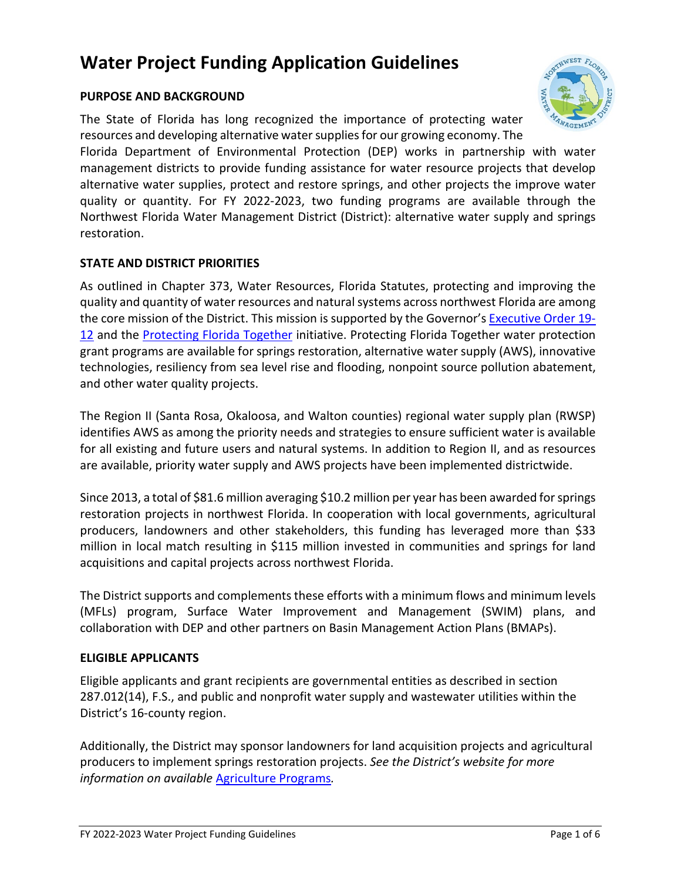# Water Project Funding Application Guidelines

## PURPOSE AND BACKGROUND

The State of Florida has long recognized the importance of protecting water resources and developing alternative water supplies for our growing economy. The Florida Department of Environmental Protection (DEP) works in partnership with water management districts to provide funding assistance for water resource projects that develop alternative water supplies, protect and restore springs, and other projects the improve water quality or quantity. For FY 2022-2023, two funding programs are available through the Northwest Florida Water Management District (District): alternative water supply and springs restoration.

## STATE AND DISTRICT PRIORITIES

As outlined in Chapter 373, Water Resources, Florida Statutes, protecting and improving the quality and quantity of water resources and natural systems across northwest Florida are among the core mission of the District. This mission is supported by the Governor's Executive Order 19-12 and the Protecting Florida Together initiative. Protecting Florida Together water protection grant programs are available for springs restoration, alternative water supply (AWS), innovative technologies, resiliency from sea level rise and flooding, nonpoint source pollution abatement, and other water quality projects.

The Region II (Santa Rosa, Okaloosa, and Walton counties) regional water supply plan (RWSP) identifies AWS as among the priority needs and strategies to ensure sufficient water is available for all existing and future users and natural systems. In addition to Region II, and as resources are available, priority water supply and AWS projects have been implemented districtwide.

Since 2013, a total of $81.6 million averaging $10.2 million per year has been awarded for springs restoration projects in northwest Florida. In cooperation with local governments, agricultural producers, landowners and other stakeholders, this funding has leveraged more than $33 million in local match resulting in $115 million invested in communities and springs for land acquisitions and capital projects across northwest Florida.

The District supports and complements these efforts with a minimum flows and minimum levels (MFLs) program, Surface Water Improvement and Management (SWIM) plans, and collaboration with DEP and other partners on Basin Management Action Plans (BMAPs).

## ELIGIBLE APPLICANTS

Eligible applicants and grant recipients are governmental entities as described in section 287.012(14), F.S., and public and nonprofit water supply and wastewater utilities within the District's 16-county region.

Additionally, the District may sponsor landowners for land acquisition projects and agricultural producers to implement springs restoration projects. *See the District's website for more information on available Agriculture Programs.*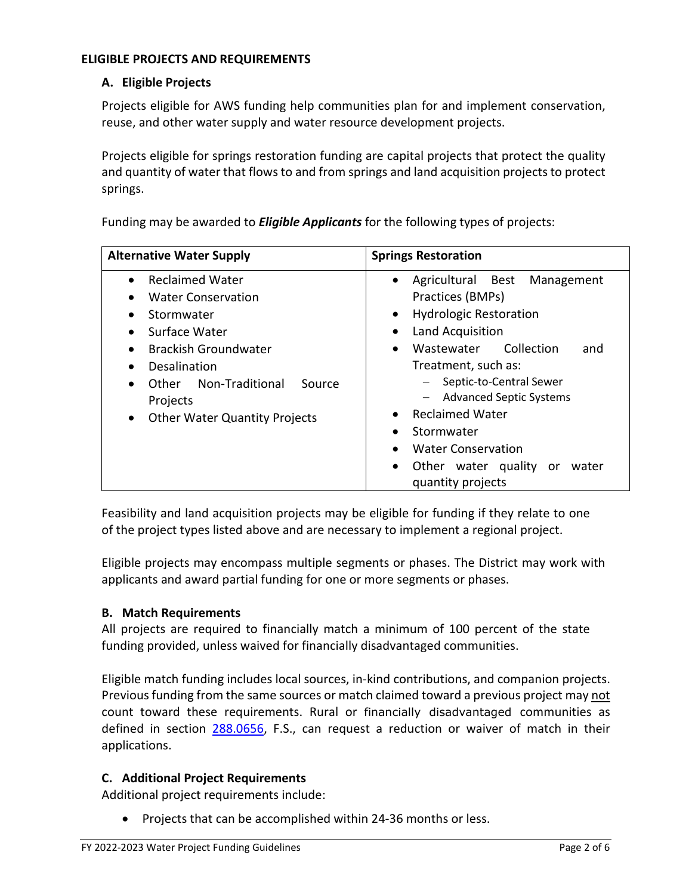## ELIGIBLE PROJECTS AND REQUIREMENTS

### A. Eligible Projects

Projects eligible for AWS funding help communities plan for and implement conservation, reuse, and other water supply and water resource development projects.

Projects eligible for springs restoration funding are capital projects that protect the quality and quantity of water that flows to and from springs and land acquisition projects to protect springs.

Funding may be awarded to ***Eligible Applicants*** for the following types of projects:

| Alternative Water Supply | Springs Restoration |
|---|---|
| • Reclaimed Water<br>• Water Conservation<br>• Stormwater<br>• Surface Water<br>• Brackish Groundwater<br>• Desalination<br>• Other Non-Traditional Source Projects<br>• Other Water Quantity Projects | • Agricultural Best Management Practices (BMPs)<br>• Hydrologic Restoration<br>• Land Acquisition<br>• Wastewater Collection and Treatment, such as:<br>  – Septic-to-Central Sewer<br>  – Advanced Septic Systems<br>• Reclaimed Water<br>• Stormwater<br>• Water Conservation<br>• Other water quality or water quantity projects |

Feasibility and land acquisition projects may be eligible for funding if they relate to one of the project types listed above and are necessary to implement a regional project.

Eligible projects may encompass multiple segments or phases. The District may work with applicants and award partial funding for one or more segments or phases.

### B. Match Requirements

All projects are required to financially match a minimum of 100 percent of the state funding provided, unless waived for financially disadvantaged communities.

Eligible match funding includes local sources, in-kind contributions, and companion projects. Previous funding from the same sources or match claimed toward a previous project may <u>not</u> count toward these requirements. Rural or financially disadvantaged communities as defined in section [288.0656](), F.S., can request a reduction or waiver of match in their applications.

### C. Additional Project Requirements

Additional project requirements include:

- Projects that can be accomplished within 24-36 months or less.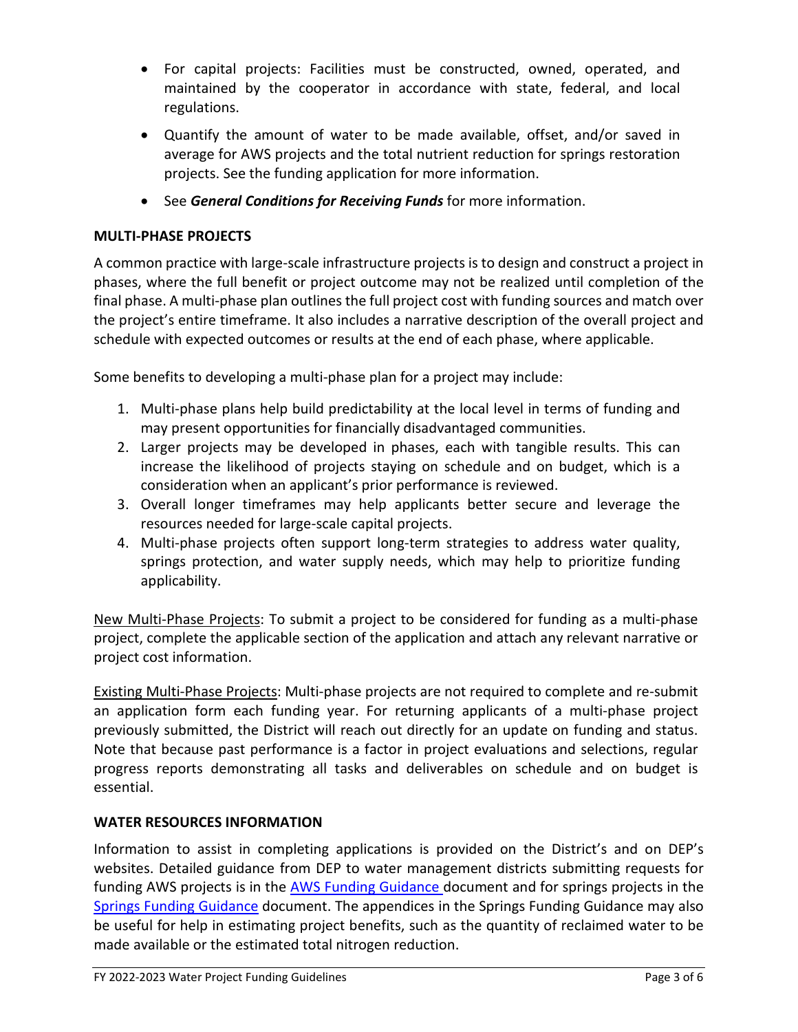- For capital projects: Facilities must be constructed, owned, operated, and maintained by the cooperator in accordance with state, federal, and local regulations.
- Quantify the amount of water to be made available, offset, and/or saved in average for AWS projects and the total nutrient reduction for springs restoration projects. See the funding application for more information.
- See ***General Conditions for Receiving Funds*** for more information.

## MULTI-PHASE PROJECTS

A common practice with large-scale infrastructure projects is to design and construct a project in phases, where the full benefit or project outcome may not be realized until completion of the final phase. A multi-phase plan outlines the full project cost with funding sources and match over the project's entire timeframe. It also includes a narrative description of the overall project and schedule with expected outcomes or results at the end of each phase, where applicable.

Some benefits to developing a multi-phase plan for a project may include:

1. Multi-phase plans help build predictability at the local level in terms of funding and may present opportunities for financially disadvantaged communities.
2. Larger projects may be developed in phases, each with tangible results. This can increase the likelihood of projects staying on schedule and on budget, which is a consideration when an applicant's prior performance is reviewed.
3. Overall longer timeframes may help applicants better secure and leverage the resources needed for large-scale capital projects.
4. Multi-phase projects often support long-term strategies to address water quality, springs protection, and water supply needs, which may help to prioritize funding applicability.

<u>New Multi-Phase Projects</u>: To submit a project to be considered for funding as a multi-phase project, complete the applicable section of the application and attach any relevant narrative or project cost information.

<u>Existing Multi-Phase Projects</u>: Multi-phase projects are not required to complete and re-submit an application form each funding year. For returning applicants of a multi-phase project previously submitted, the District will reach out directly for an update on funding and status. Note that because past performance is a factor in project evaluations and selections, regular progress reports demonstrating all tasks and deliverables on schedule and on budget is essential.

## WATER RESOURCES INFORMATION

Information to assist in completing applications is provided on the District's and on DEP's websites. Detailed guidance from DEP to water management districts submitting requests for funding AWS projects is in the AWS Funding Guidance document and for springs projects in the Springs Funding Guidance document. The appendices in the Springs Funding Guidance may also be useful for help in estimating project benefits, such as the quantity of reclaimed water to be made available or the estimated total nitrogen reduction.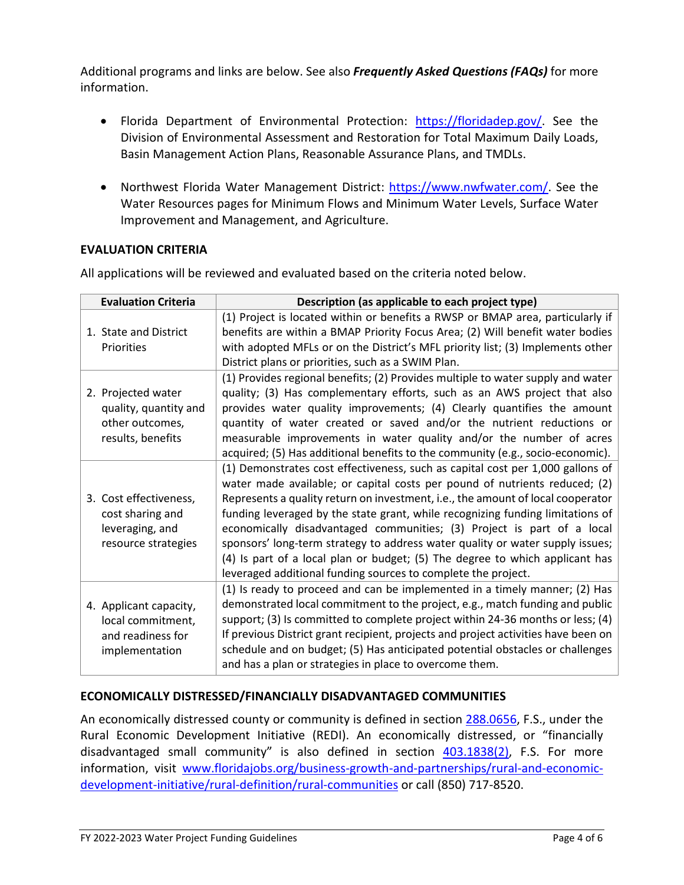Additional programs and links are below. See also ***Frequently Asked Questions (FAQs)*** for more information.

- Florida Department of Environmental Protection: [https://floridadep.gov/](https://floridadep.gov/). See the Division of Environmental Assessment and Restoration for Total Maximum Daily Loads, Basin Management Action Plans, Reasonable Assurance Plans, and TMDLs.

- Northwest Florida Water Management District: [https://www.nwfwater.com/](https://www.nwfwater.com/). See the Water Resources pages for Minimum Flows and Minimum Water Levels, Surface Water Improvement and Management, and Agriculture.

## EVALUATION CRITERIA

All applications will be reviewed and evaluated based on the criteria noted below.

| Evaluation Criteria | Description (as applicable to each project type) |
|---|---|
| 1. State and District Priorities | (1) Project is located within or benefits a RWSP or BMAP area, particularly if benefits are within a BMAP Priority Focus Area; (2) Will benefit water bodies with adopted MFLs or on the District's MFL priority list; (3) Implements other District plans or priorities, such as a SWIM Plan. |
| 2. Projected water quality, quantity and other outcomes, results, benefits | (1) Provides regional benefits; (2) Provides multiple to water supply and water quality; (3) Has complementary efforts, such as an AWS project that also provides water quality improvements; (4) Clearly quantifies the amount quantity of water created or saved and/or the nutrient reductions or measurable improvements in water quality and/or the number of acres acquired; (5) Has additional benefits to the community (e.g., socio-economic). |
| 3. Cost effectiveness, cost sharing and leveraging, and resource strategies | (1) Demonstrates cost effectiveness, such as capital cost per 1,000 gallons of water made available; or capital costs per pound of nutrients reduced; (2) Represents a quality return on investment, i.e., the amount of local cooperator funding leveraged by the state grant, while recognizing funding limitations of economically disadvantaged communities; (3) Project is part of a local sponsors' long-term strategy to address water quality or water supply issues; (4) Is part of a local plan or budget; (5) The degree to which applicant has leveraged additional funding sources to complete the project. |
| 4. Applicant capacity, local commitment, and readiness for implementation | (1) Is ready to proceed and can be implemented in a timely manner; (2) Has demonstrated local commitment to the project, e.g., match funding and public support; (3) Is committed to complete project within 24-36 months or less; (4) If previous District grant recipient, projects and project activities have been on schedule and on budget; (5) Has anticipated potential obstacles or challenges and has a plan or strategies in place to overcome them. |

## ECONOMICALLY DISTRESSED/FINANCIALLY DISADVANTAGED COMMUNITIES

An economically distressed county or community is defined in section [288.0656](288.0656), F.S., under the Rural Economic Development Initiative (REDI). An economically distressed, or "financially disadvantaged small community" is also defined in section [403.1838(2)](403.1838(2)), F.S. For more information, visit [www.floridajobs.org/business-growth-and-partnerships/rural-and-economic-development-initiative/rural-definition/rural-communities](www.floridajobs.org/business-growth-and-partnerships/rural-and-economic-development-initiative/rural-definition/rural-communities) or call (850) 717-8520.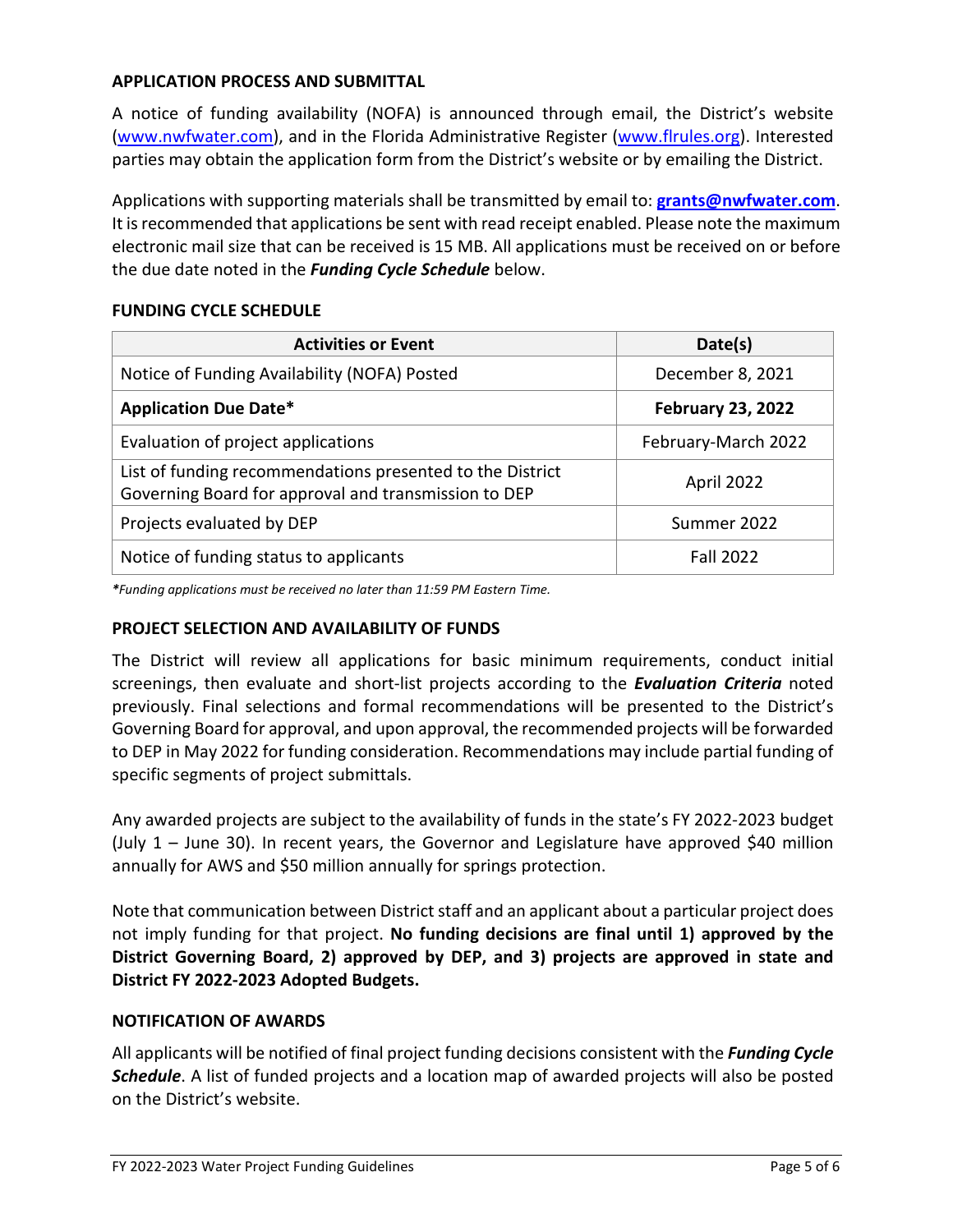## APPLICATION PROCESS AND SUBMITTAL

A notice of funding availability (NOFA) is announced through email, the District's website (www.nwfwater.com), and in the Florida Administrative Register (www.flrules.org). Interested parties may obtain the application form from the District's website or by emailing the District.

Applications with supporting materials shall be transmitted by email to: **grants@nwfwater.com**. It is recommended that applications be sent with read receipt enabled. Please note the maximum electronic mail size that can be received is 15 MB. All applications must be received on or before the due date noted in the ***Funding Cycle Schedule*** below.

## FUNDING CYCLE SCHEDULE

| Activities or Event | Date(s) |
|---|---|
| Notice of Funding Availability (NOFA) Posted | December 8, 2021 |
| **Application Due Date*** | **February 23, 2022** |
| Evaluation of project applications | February-March 2022 |
| List of funding recommendations presented to the District Governing Board for approval and transmission to DEP | April 2022 |
| Projects evaluated by DEP | Summer 2022 |
| Notice of funding status to applicants | Fall 2022 |

**Funding applications must be received no later than 11:59 PM Eastern Time.*

## PROJECT SELECTION AND AVAILABILITY OF FUNDS

The District will review all applications for basic minimum requirements, conduct initial screenings, then evaluate and short-list projects according to the ***Evaluation Criteria*** noted previously. Final selections and formal recommendations will be presented to the District's Governing Board for approval, and upon approval, the recommended projects will be forwarded to DEP in May 2022 for funding consideration. Recommendations may include partial funding of specific segments of project submittals.

Any awarded projects are subject to the availability of funds in the state's FY 2022-2023 budget (July 1 – June 30). In recent years, the Governor and Legislature have approved $40 million annually for AWS and $50 million annually for springs protection.

Note that communication between District staff and an applicant about a particular project does not imply funding for that project. **No funding decisions are final until 1) approved by the District Governing Board, 2) approved by DEP, and 3) projects are approved in state and District FY 2022-2023 Adopted Budgets.**

## NOTIFICATION OF AWARDS

All applicants will be notified of final project funding decisions consistent with the ***Funding Cycle Schedule***. A list of funded projects and a location map of awarded projects will also be posted on the District's website.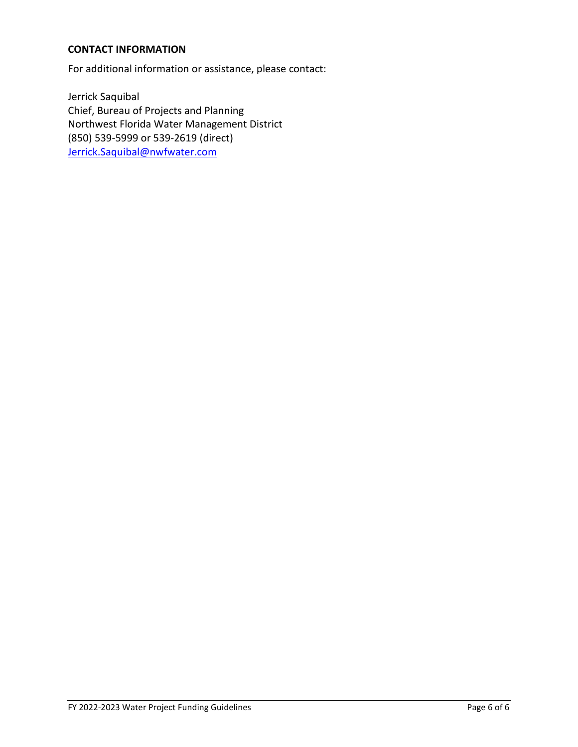## CONTACT INFORMATION

For additional information or assistance, please contact:

Jerrick Saquibal
Chief, Bureau of Projects and Planning
Northwest Florida Water Management District
(850) 539-5999 or 539-2619 (direct)
[Jerrick.Saquibal@nwfwater.com](mailto:Jerrick.Saquibal@nwfwater.com)